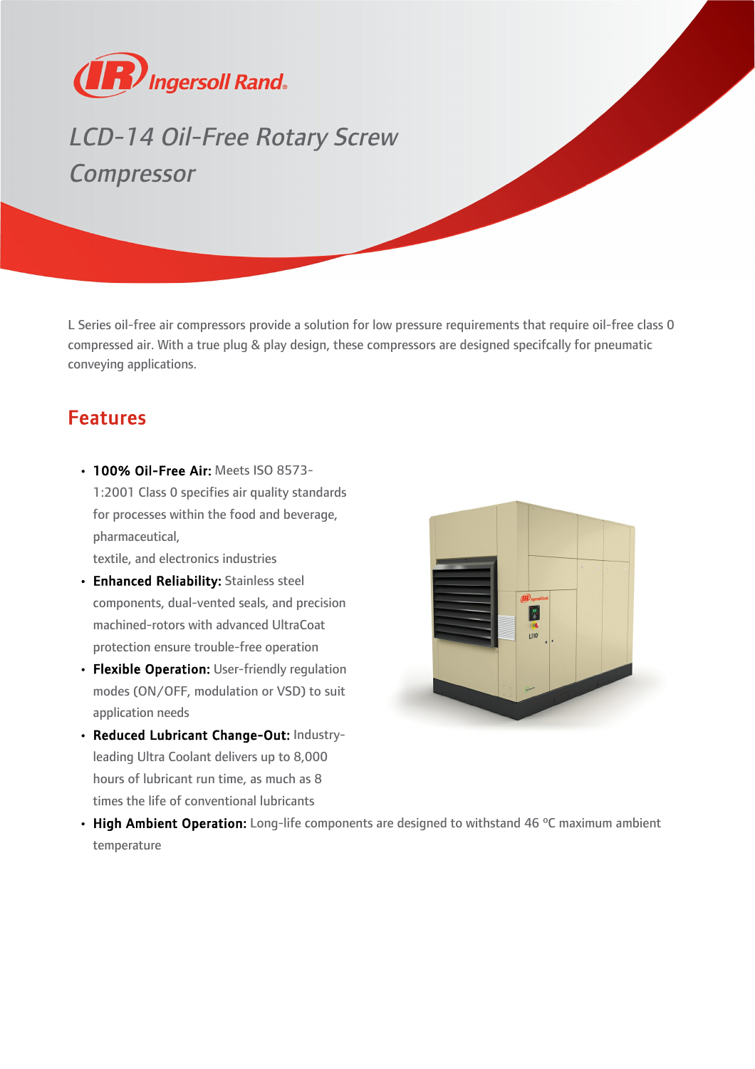Ingersoll Rand

# LCD-14 Oil-Free Rotary Screw Compressor

L Series oil-free air compressors provide a solution for low pressure requirements that require oil-free class 0 compressed air. With a true plug & play design, these compressors are designed specifcally for pneumatic conveying applications.

## Features

- **100% Oil-Free Air:** Meets ISO 8573-1:2001 Class 0 specifies air quality standards for processes within the food and beverage, pharmaceutical, textile, and electronics industries
- **Enhanced Reliability:** Stainless steel components, dual-vented seals, and precision machined-rotors with advanced UltraCoat protection ensure trouble-free operation
- **Flexible Operation:** User-friendly regulation modes (ON/OFF, modulation or VSD) to suit application needs
- **Reduced Lubricant Change-Out:** Industry-leading Ultra Coolant delivers up to 8,000 hours of lubricant run time, as much as 8 times the life of conventional lubricants
- **High Ambient Operation:** Long-life components are designed to withstand 46 ºC maximum ambient temperature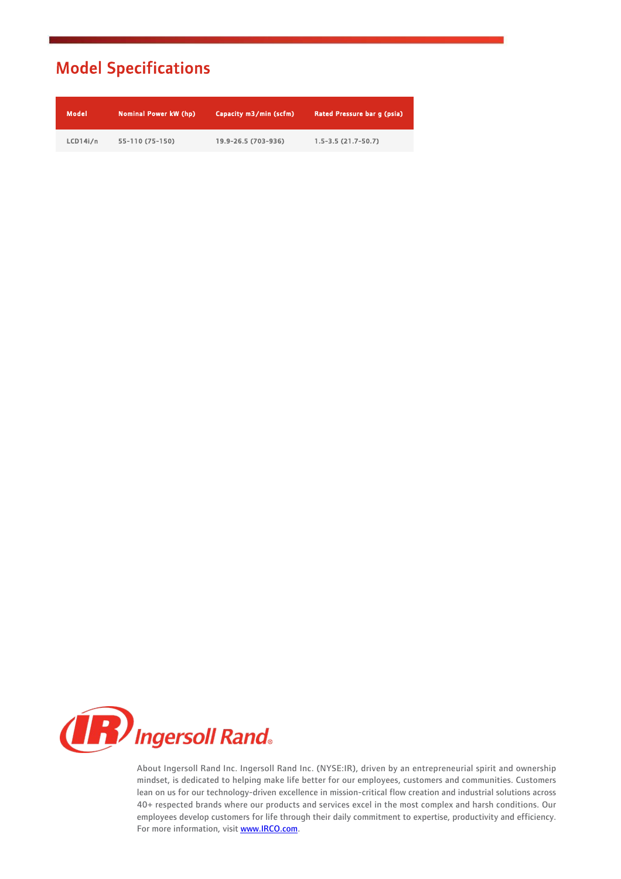## Model Specifications

| Model | Nominal Power kW (hp) | Capacity m3/min (scfm) | Rated Pressure bar g (psia) |
|---|---|---|---|
| LCD14i/n | 55-110 (75-150) | 19.9-26.5 (703-936) | 1.5-3.5 (21.7-50.7) |

Ingersoll Rand

About Ingersoll Rand Inc. Ingersoll Rand Inc. (NYSE:IR), driven by an entrepreneurial spirit and ownership mindset, is dedicated to helping make life better for our employees, customers and communities. Customers lean on us for our technology-driven excellence in mission-critical flow creation and industrial solutions across 40+ respected brands where our products and services excel in the most complex and harsh conditions. Our employees develop customers for life through their daily commitment to expertise, productivity and efficiency. For more information, visit www.IRCO.com.